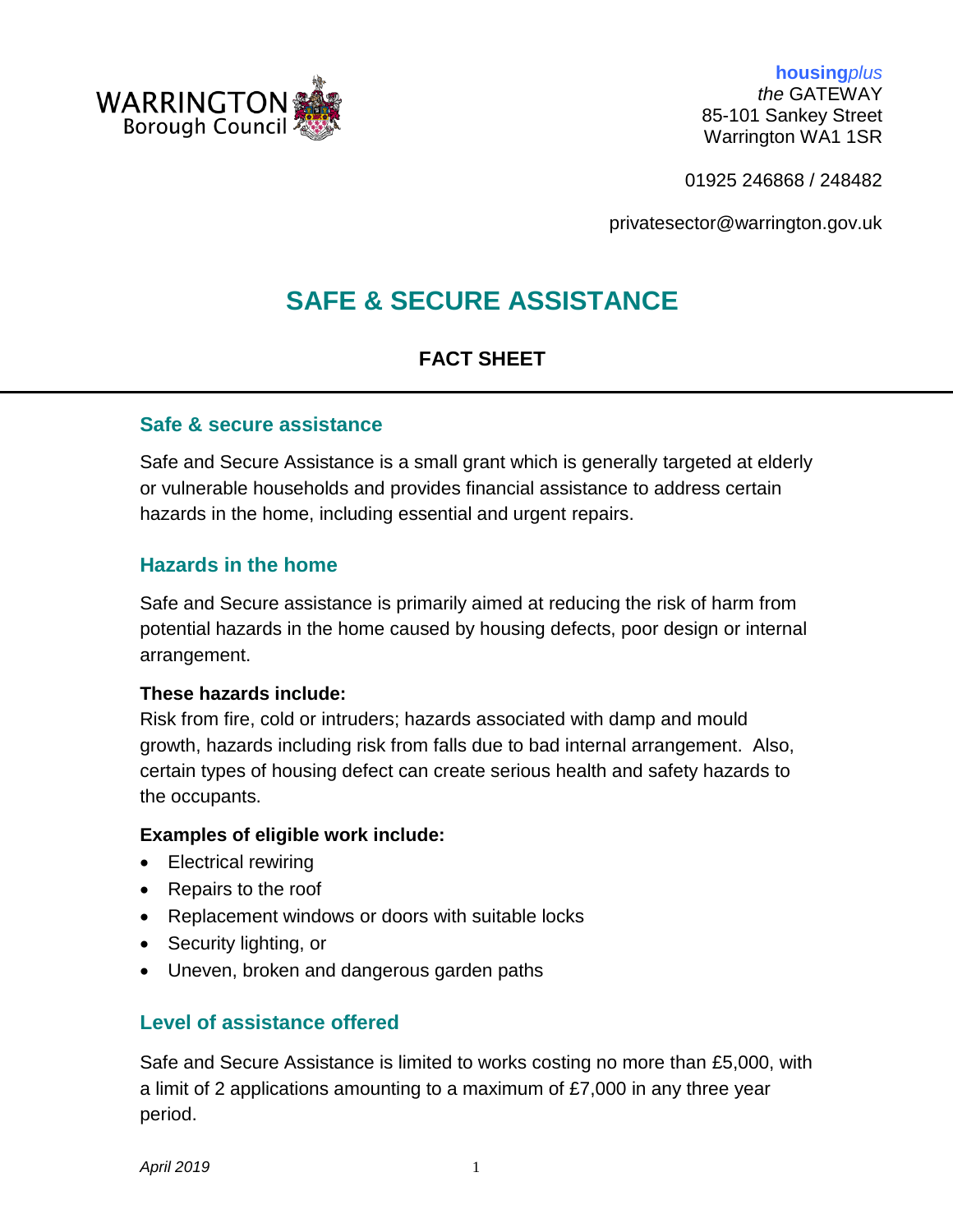WARRINGTON Borough Council

**housing***plus*
*the* GATEWAY
85-101 Sankey Street
Warrington WA1 1SR

01925 246868 / 248482

privatesector@warrington.gov.uk

# SAFE & SECURE ASSISTANCE

## FACT SHEET

### Safe & secure assistance

Safe and Secure Assistance is a small grant which is generally targeted at elderly or vulnerable households and provides financial assistance to address certain hazards in the home, including essential and urgent repairs.

### Hazards in the home

Safe and Secure assistance is primarily aimed at reducing the risk of harm from potential hazards in the home caused by housing defects, poor design or internal arrangement.

**These hazards include:**
Risk from fire, cold or intruders; hazards associated with damp and mould growth, hazards including risk from falls due to bad internal arrangement. Also, certain types of housing defect can create serious health and safety hazards to the occupants.

**Examples of eligible work include:**

- Electrical rewiring
- Repairs to the roof
- Replacement windows or doors with suitable locks
- Security lighting, or
- Uneven, broken and dangerous garden paths

### Level of assistance offered

Safe and Secure Assistance is limited to works costing no more than £5,000, with a limit of 2 applications amounting to a maximum of £7,000 in any three year period.

*April 2019*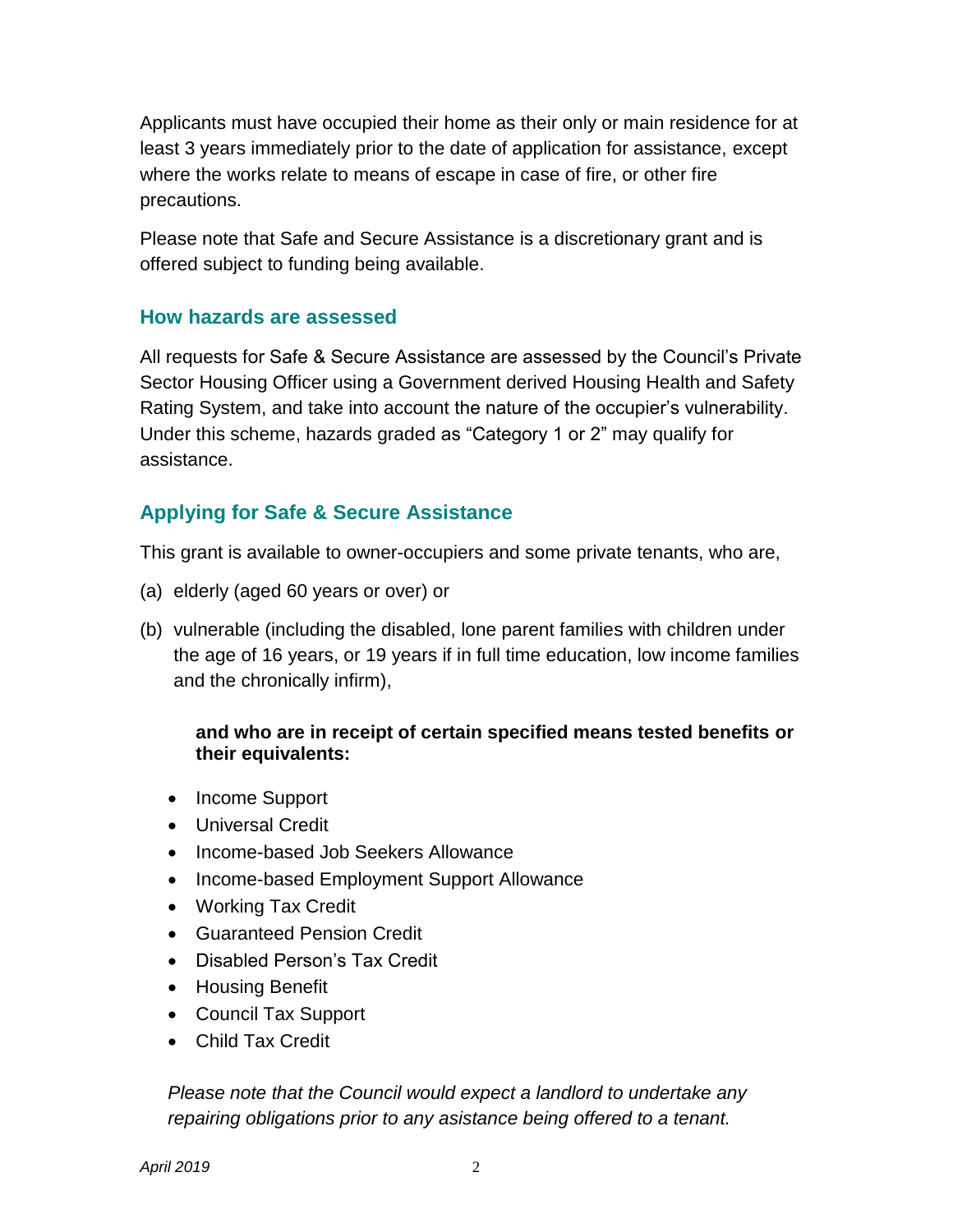Applicants must have occupied their home as their only or main residence for at least 3 years immediately prior to the date of application for assistance, except where the works relate to means of escape in case of fire, or other fire precautions.

Please note that Safe and Secure Assistance is a discretionary grant and is offered subject to funding being available.

## How hazards are assessed

All requests for Safe & Secure Assistance are assessed by the Council's Private Sector Housing Officer using a Government derived Housing Health and Safety Rating System, and take into account the nature of the occupier's vulnerability. Under this scheme, hazards graded as "Category 1 or 2" may qualify for assistance.

## Applying for Safe & Secure Assistance

This grant is available to owner-occupiers and some private tenants, who are,

(a) elderly (aged 60 years or over) or

(b) vulnerable (including the disabled, lone parent families with children under the age of 16 years, or 19 years if in full time education, low income families and the chronically infirm),

**and who are in receipt of certain specified means tested benefits or their equivalents:**

- Income Support
- Universal Credit
- Income-based Job Seekers Allowance
- Income-based Employment Support Allowance
- Working Tax Credit
- Guaranteed Pension Credit
- Disabled Person's Tax Credit
- Housing Benefit
- Council Tax Support
- Child Tax Credit

*Please note that the Council would expect a landlord to undertake any repairing obligations prior to any asistance being offered to a tenant.*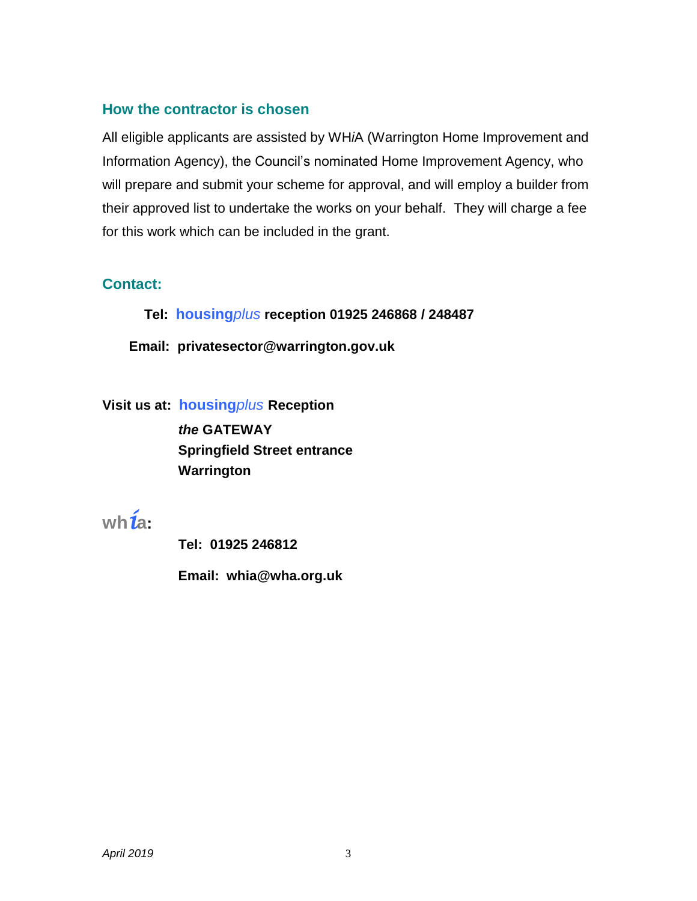## How the contractor is chosen

All eligible applicants are assisted by WH*i*A (Warrington Home Improvement and Information Agency), the Council's nominated Home Improvement Agency, who will prepare and submit your scheme for approval, and will employ a builder from their approved list to undertake the works on your behalf. They will charge a fee for this work which can be included in the grant.

## Contact:

**Tel:** **housing***plus* **reception 01925 246868 / 248487**

**Email: privatesector@warrington.gov.uk**

**Visit us at:** **housing***plus* **Reception**
***the* GATEWAY**
**Springfield Street entrance**
**Warrington**

**whia:**

**Tel: 01925 246812**

**Email: whia@wha.org.uk**

*April 2019*